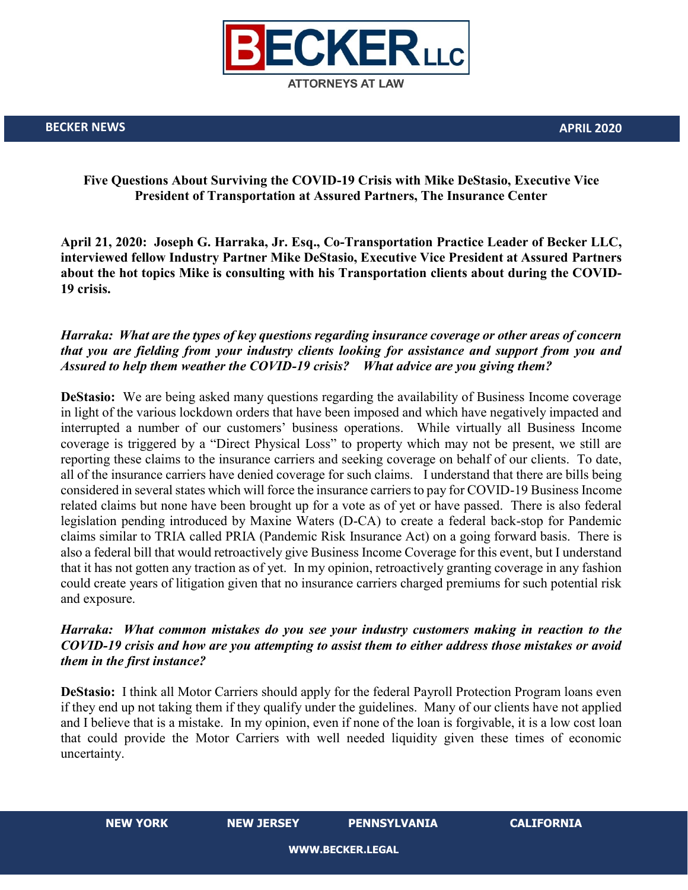# BECKER LLC

ATTORNEYS AT LAW

**BECKER NEWS** **APRIL 2020**

## Five Questions About Surviving the COVID-19 Crisis with Mike DeStasio, Executive Vice President of Transportation at Assured Partners, The Insurance Center

**April 21, 2020: Joseph G. Harraka, Jr. Esq., Co-Transportation Practice Leader of Becker LLC, interviewed fellow Industry Partner Mike DeStasio, Executive Vice President at Assured Partners about the hot topics Mike is consulting with his Transportation clients about during the COVID-19 crisis.**

***Harraka: What are the types of key questions regarding insurance coverage or other areas of concern that you are fielding from your industry clients looking for assistance and support from you and Assured to help them weather the COVID-19 crisis? What advice are you giving them?***

**DeStasio:** We are being asked many questions regarding the availability of Business Income coverage in light of the various lockdown orders that have been imposed and which have negatively impacted and interrupted a number of our customers' business operations. While virtually all Business Income coverage is triggered by a "Direct Physical Loss" to property which may not be present, we still are reporting these claims to the insurance carriers and seeking coverage on behalf of our clients. To date, all of the insurance carriers have denied coverage for such claims. I understand that there are bills being considered in several states which will force the insurance carriers to pay for COVID-19 Business Income related claims but none have been brought up for a vote as of yet or have passed. There is also federal legislation pending introduced by Maxine Waters (D-CA) to create a federal back-stop for Pandemic claims similar to TRIA called PRIA (Pandemic Risk Insurance Act) on a going forward basis. There is also a federal bill that would retroactively give Business Income Coverage for this event, but I understand that it has not gotten any traction as of yet. In my opinion, retroactively granting coverage in any fashion could create years of litigation given that no insurance carriers charged premiums for such potential risk and exposure.

***Harraka: What common mistakes do you see your industry customers making in reaction to the COVID-19 crisis and how are you attempting to assist them to either address those mistakes or avoid them in the first instance?***

**DeStasio:** I think all Motor Carriers should apply for the federal Payroll Protection Program loans even if they end up not taking them if they qualify under the guidelines. Many of our clients have not applied and I believe that is a mistake. In my opinion, even if none of the loan is forgivable, it is a low cost loan that could provide the Motor Carriers with well needed liquidity given these times of economic uncertainty.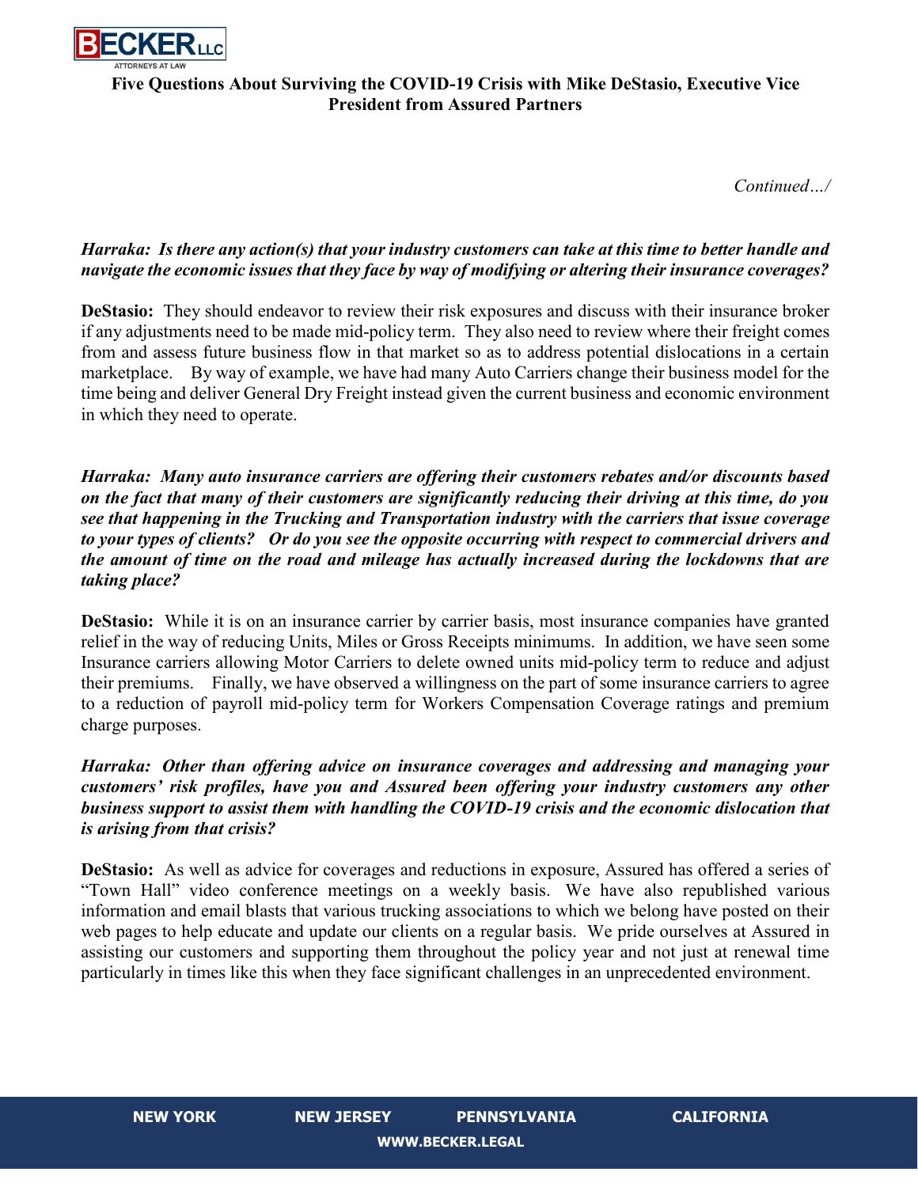**Five Questions About Surviving the COVID-19 Crisis with Mike DeStasio, Executive Vice President from Assured Partners**

*Continued…/*

***Harraka: Is there any action(s) that your industry customers can take at this time to better handle and navigate the economic issues that they face by way of modifying or altering their insurance coverages?***

**DeStasio:** They should endeavor to review their risk exposures and discuss with their insurance broker if any adjustments need to be made mid-policy term. They also need to review where their freight comes from and assess future business flow in that market so as to address potential dislocations in a certain marketplace. By way of example, we have had many Auto Carriers change their business model for the time being and deliver General Dry Freight instead given the current business and economic environment in which they need to operate.

***Harraka: Many auto insurance carriers are offering their customers rebates and/or discounts based on the fact that many of their customers are significantly reducing their driving at this time, do you see that happening in the Trucking and Transportation industry with the carriers that issue coverage to your types of clients? Or do you see the opposite occurring with respect to commercial drivers and the amount of time on the road and mileage has actually increased during the lockdowns that are taking place?***

**DeStasio:** While it is on an insurance carrier by carrier basis, most insurance companies have granted relief in the way of reducing Units, Miles or Gross Receipts minimums. In addition, we have seen some Insurance carriers allowing Motor Carriers to delete owned units mid-policy term to reduce and adjust their premiums. Finally, we have observed a willingness on the part of some insurance carriers to agree to a reduction of payroll mid-policy term for Workers Compensation Coverage ratings and premium charge purposes.

***Harraka: Other than offering advice on insurance coverages and addressing and managing your customers' risk profiles, have you and Assured been offering your industry customers any other business support to assist them with handling the COVID-19 crisis and the economic dislocation that is arising from that crisis?***

**DeStasio:** As well as advice for coverages and reductions in exposure, Assured has offered a series of "Town Hall" video conference meetings on a weekly basis. We have also republished various information and email blasts that various trucking associations to which we belong have posted on their web pages to help educate and update our clients on a regular basis. We pride ourselves at Assured in assisting our customers and supporting them throughout the policy year and not just at renewal time particularly in times like this when they face significant challenges in an unprecedented environment.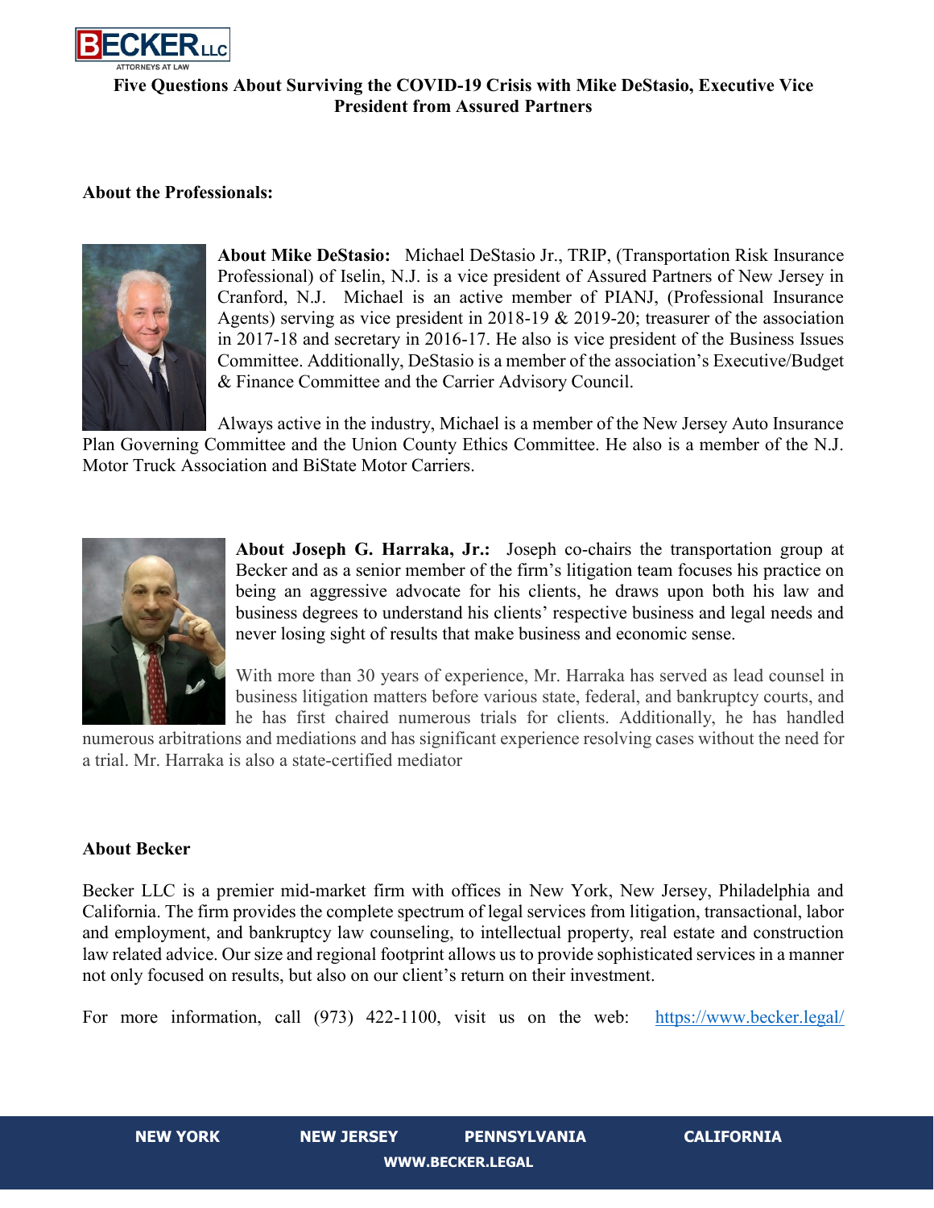**Five Questions About Surviving the COVID-19 Crisis with Mike DeStasio, Executive Vice President from Assured Partners**

**About the Professionals:**

**About Mike DeStasio:** Michael DeStasio Jr., TRIP, (Transportation Risk Insurance Professional) of Iselin, N.J. is a vice president of Assured Partners of New Jersey in Cranford, N.J. Michael is an active member of PIANJ, (Professional Insurance Agents) serving as vice president in 2018-19 & 2019-20; treasurer of the association in 2017-18 and secretary in 2016-17. He also is vice president of the Business Issues Committee. Additionally, DeStasio is a member of the association's Executive/Budget & Finance Committee and the Carrier Advisory Council.

Always active in the industry, Michael is a member of the New Jersey Auto Insurance Plan Governing Committee and the Union County Ethics Committee. He also is a member of the N.J. Motor Truck Association and BiState Motor Carriers.

**About Joseph G. Harraka, Jr.:** Joseph co-chairs the transportation group at Becker and as a senior member of the firm's litigation team focuses his practice on being an aggressive advocate for his clients, he draws upon both his law and business degrees to understand his clients' respective business and legal needs and never losing sight of results that make business and economic sense.

With more than 30 years of experience, Mr. Harraka has served as lead counsel in business litigation matters before various state, federal, and bankruptcy courts, and he has first chaired numerous trials for clients. Additionally, he has handled numerous arbitrations and mediations and has significant experience resolving cases without the need for a trial. Mr. Harraka is also a state-certified mediator

**About Becker**

Becker LLC is a premier mid-market firm with offices in New York, New Jersey, Philadelphia and California. The firm provides the complete spectrum of legal services from litigation, transactional, labor and employment, and bankruptcy law counseling, to intellectual property, real estate and construction law related advice. Our size and regional footprint allows us to provide sophisticated services in a manner not only focused on results, but also on our client's return on their investment.

For more information, call (973) 422-1100, visit us on the web: https://www.becker.legal/